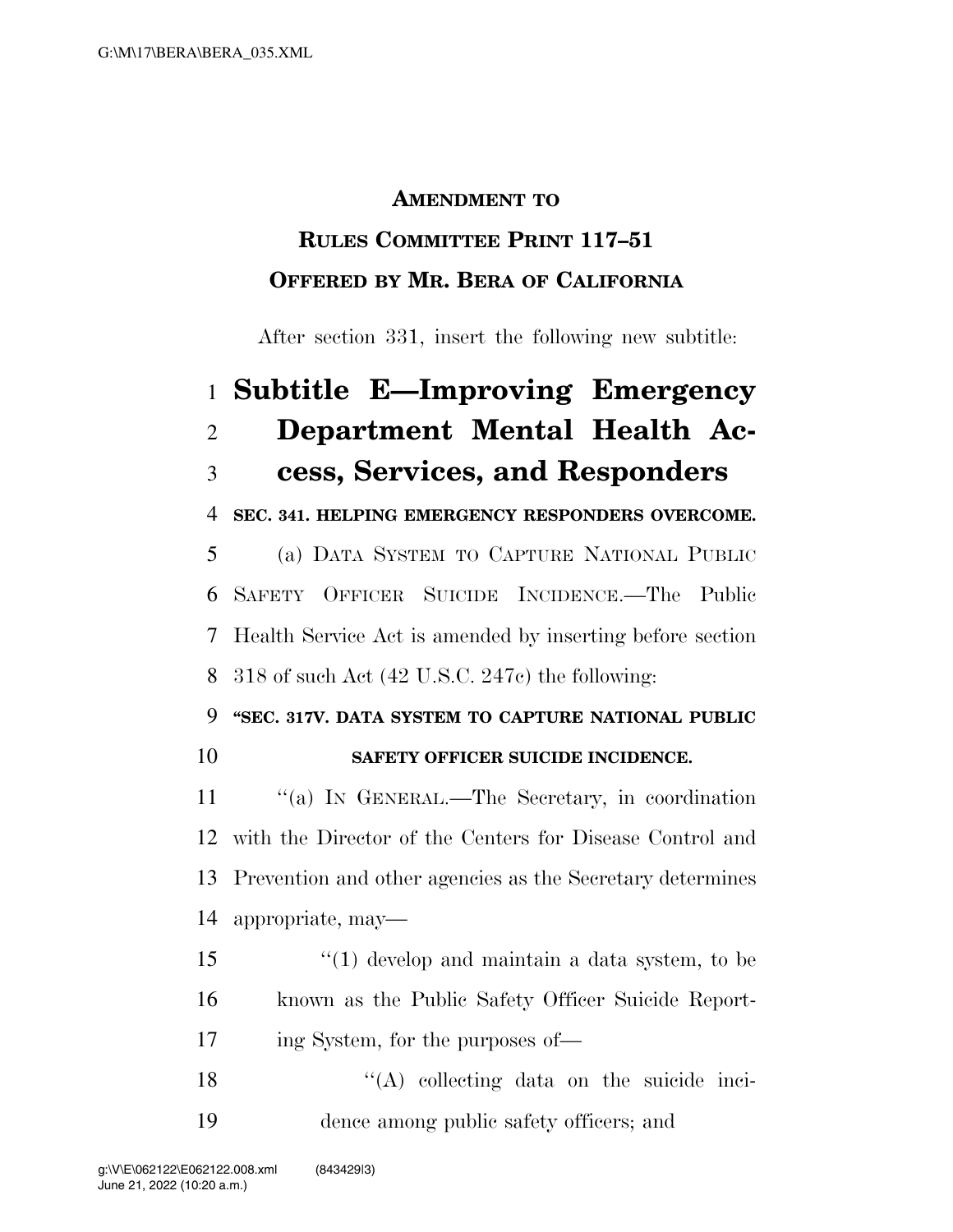**AMENDMENT TO**

**RULES COMMITTEE PRINT 117–51**

**OFFERED BY MR. BERA OF CALIFORNIA**

After section 331, insert the following new subtitle:

# Subtitle E—Improving Emergency Department Mental Health Access, Services, and Responders

**SEC. 341. HELPING EMERGENCY RESPONDERS OVERCOME.**

(a) DATA SYSTEM TO CAPTURE NATIONAL PUBLIC SAFETY OFFICER SUICIDE INCIDENCE.—The Public Health Service Act is amended by inserting before section 318 of such Act (42 U.S.C. 247c) the following:

**"SEC. 317V. DATA SYSTEM TO CAPTURE NATIONAL PUBLIC SAFETY OFFICER SUICIDE INCIDENCE.**

"(a) IN GENERAL.—The Secretary, in coordination with the Director of the Centers for Disease Control and Prevention and other agencies as the Secretary determines appropriate, may—

"(1) develop and maintain a data system, to be known as the Public Safety Officer Suicide Reporting System, for the purposes of—

"(A) collecting data on the suicide incidence among public safety officers; and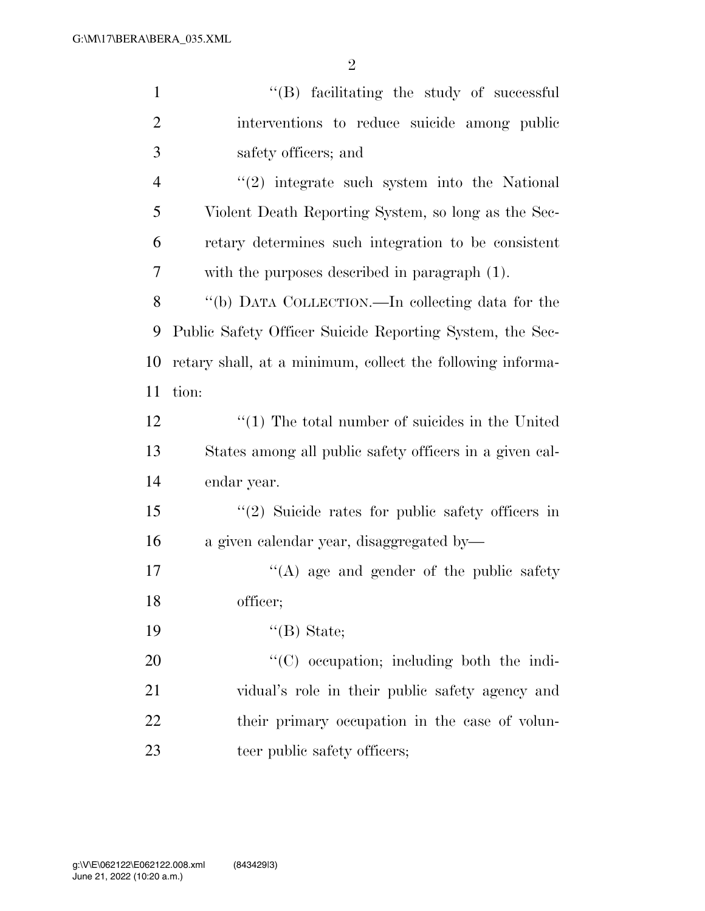''(B) facilitating the study of successful interventions to reduce suicide among public safety officers; and

''(2) integrate such system into the National Violent Death Reporting System, so long as the Secretary determines such integration to be consistent with the purposes described in paragraph (1).

''(b) DATA COLLECTION.—In collecting data for the Public Safety Officer Suicide Reporting System, the Secretary shall, at a minimum, collect the following information:

''(1) The total number of suicides in the United States among all public safety officers in a given calendar year.

''(2) Suicide rates for public safety officers in a given calendar year, disaggregated by—

''(A) age and gender of the public safety officer;

''(B) State;

''(C) occupation; including both the individual's role in their public safety agency and their primary occupation in the case of volunteer public safety officers;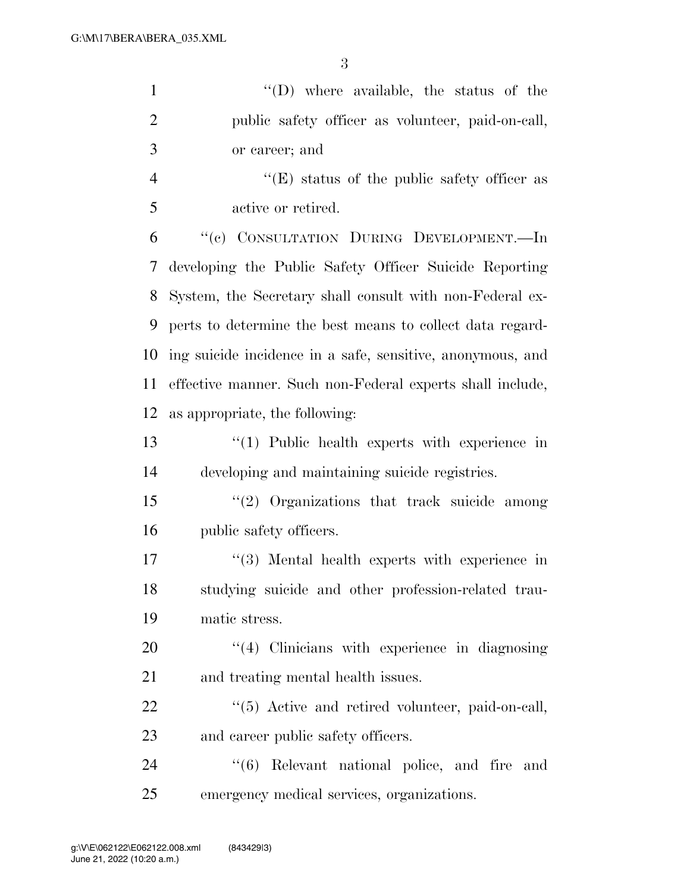"(D) where available, the status of the public safety officer as volunteer, paid-on-call, or career; and

"(E) status of the public safety officer as active or retired.

"(c) CONSULTATION DURING DEVELOPMENT.—In developing the Public Safety Officer Suicide Reporting System, the Secretary shall consult with non-Federal experts to determine the best means to collect data regarding suicide incidence in a safe, sensitive, anonymous, and effective manner. Such non-Federal experts shall include, as appropriate, the following:

"(1) Public health experts with experience in developing and maintaining suicide registries.

"(2) Organizations that track suicide among public safety officers.

"(3) Mental health experts with experience in studying suicide and other profession-related traumatic stress.

"(4) Clinicians with experience in diagnosing and treating mental health issues.

"(5) Active and retired volunteer, paid-on-call, and career public safety officers.

"(6) Relevant national police, and fire and emergency medical services, organizations.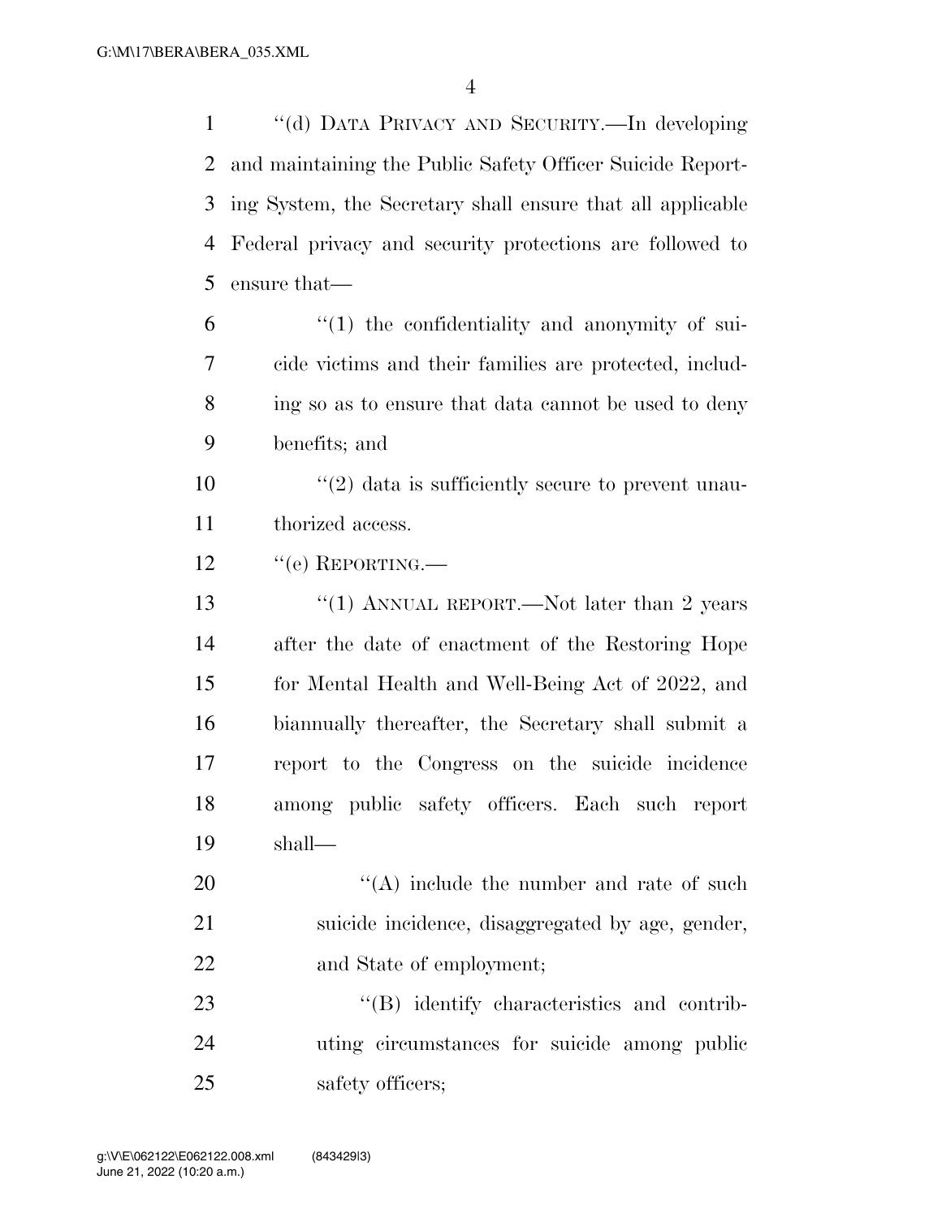''(d) DATA PRIVACY AND SECURITY.—In developing and maintaining the Public Safety Officer Suicide Reporting System, the Secretary shall ensure that all applicable Federal privacy and security protections are followed to ensure that—

''(1) the confidentiality and anonymity of suicide victims and their families are protected, including so as to ensure that data cannot be used to deny benefits; and

''(2) data is sufficiently secure to prevent unauthorized access.

''(e) REPORTING.—

''(1) ANNUAL REPORT.—Not later than 2 years after the date of enactment of the Restoring Hope for Mental Health and Well-Being Act of 2022, and biannually thereafter, the Secretary shall submit a report to the Congress on the suicide incidence among public safety officers. Each such report shall—

''(A) include the number and rate of such suicide incidence, disaggregated by age, gender, and State of employment;

''(B) identify characteristics and contributing circumstances for suicide among public safety officers;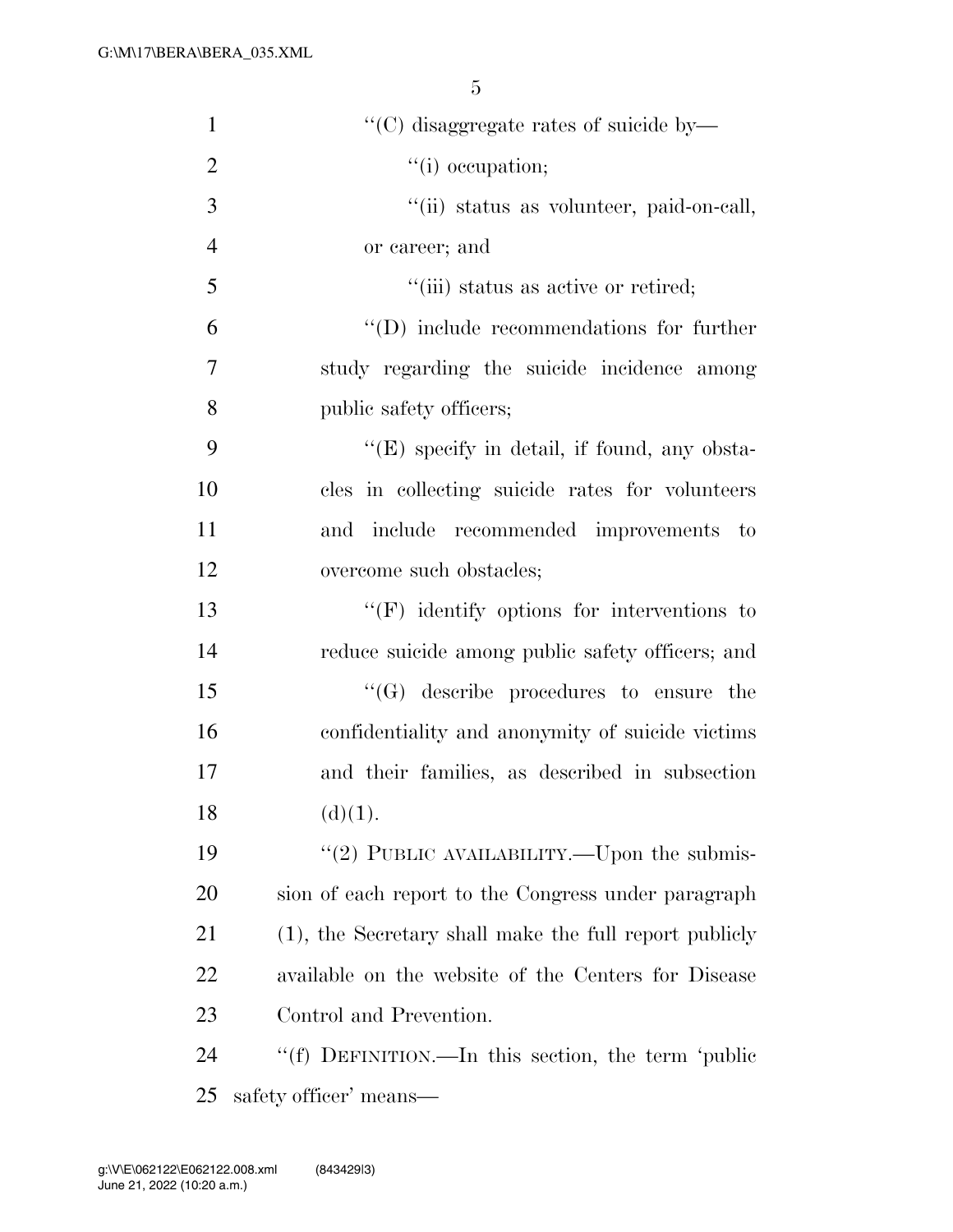''(C) disaggregate rates of suicide by—

''(i) occupation;

''(ii) status as volunteer, paid-on-call, or career; and

''(iii) status as active or retired;

''(D) include recommendations for further study regarding the suicide incidence among public safety officers;

''(E) specify in detail, if found, any obstacles in collecting suicide rates for volunteers and include recommended improvements to overcome such obstacles;

''(F) identify options for interventions to reduce suicide among public safety officers; and

''(G) describe procedures to ensure the confidentiality and anonymity of suicide victims and their families, as described in subsection (d)(1).

''(2) PUBLIC AVAILABILITY.—Upon the submission of each report to the Congress under paragraph (1), the Secretary shall make the full report publicly available on the website of the Centers for Disease Control and Prevention.

''(f) DEFINITION.—In this section, the term 'public safety officer' means—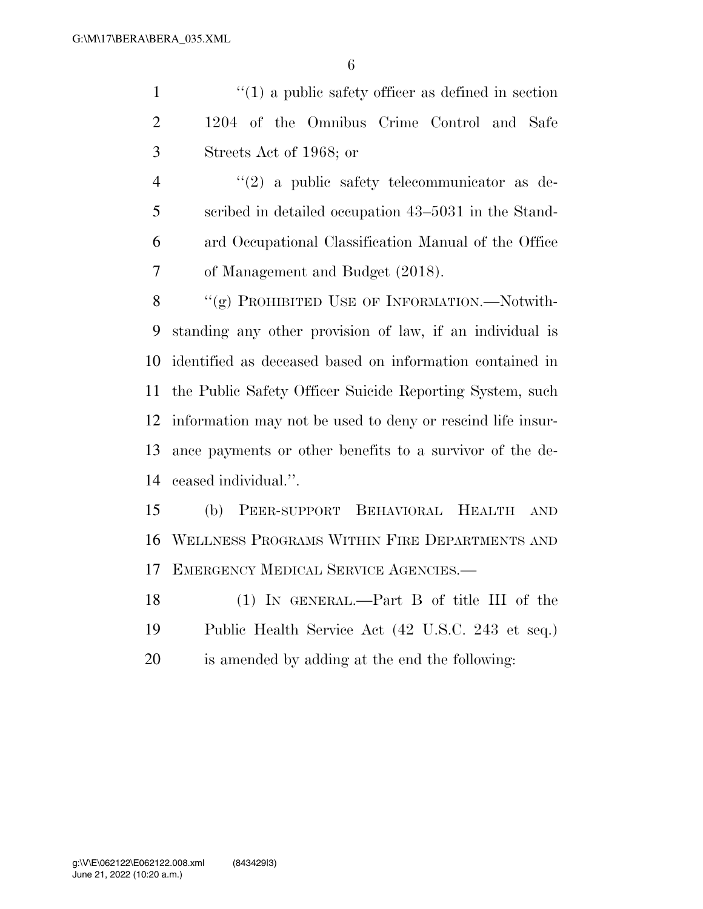"(1) a public safety officer as defined in section 1204 of the Omnibus Crime Control and Safe Streets Act of 1968; or

"(2) a public safety telecommunicator as described in detailed occupation 43–5031 in the Standard Occupational Classification Manual of the Office of Management and Budget (2018).

"(g) PROHIBITED USE OF INFORMATION.—Notwithstanding any other provision of law, if an individual is identified as deceased based on information contained in the Public Safety Officer Suicide Reporting System, such information may not be used to deny or rescind life insurance payments or other benefits to a survivor of the deceased individual.".

(b) PEER-SUPPORT BEHAVIORAL HEALTH AND WELLNESS PROGRAMS WITHIN FIRE DEPARTMENTS AND EMERGENCY MEDICAL SERVICE AGENCIES.—

(1) IN GENERAL.—Part B of title III of the Public Health Service Act (42 U.S.C. 243 et seq.) is amended by adding at the end the following: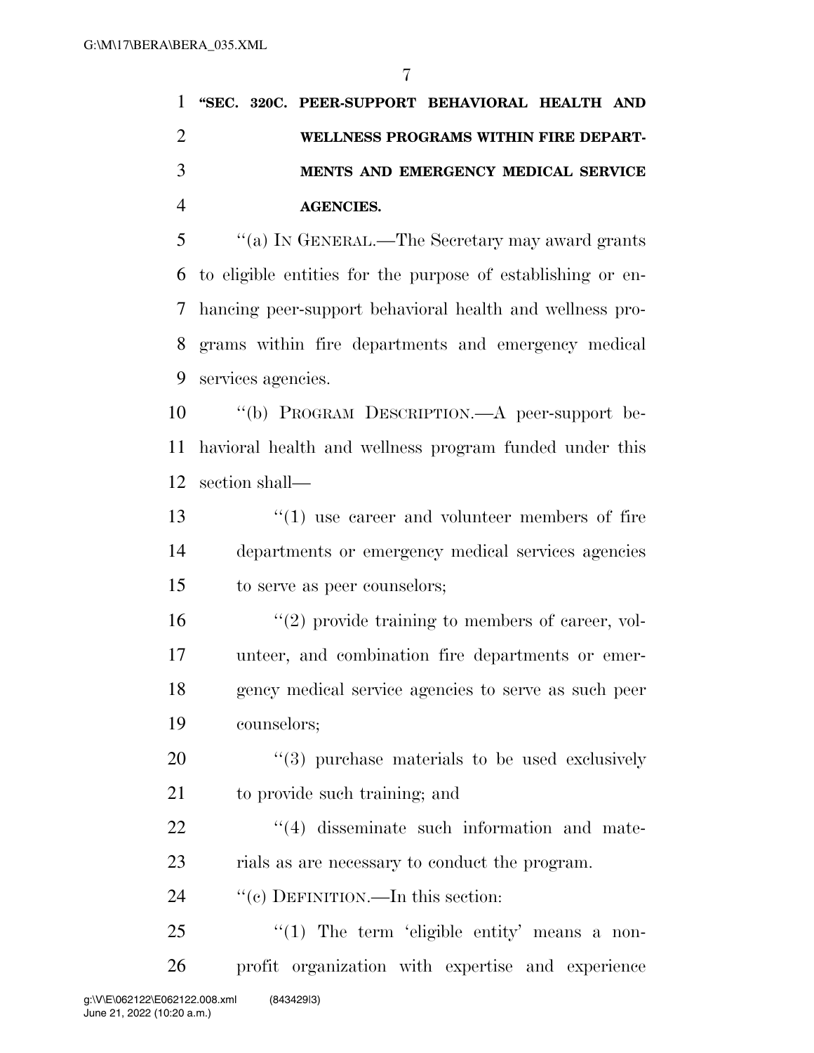**"SEC. 320C. PEER-SUPPORT BEHAVIORAL HEALTH AND WELLNESS PROGRAMS WITHIN FIRE DEPARTMENTS AND EMERGENCY MEDICAL SERVICE AGENCIES.**

"(a) IN GENERAL.—The Secretary may award grants to eligible entities for the purpose of establishing or enhancing peer-support behavioral health and wellness programs within fire departments and emergency medical services agencies.

"(b) PROGRAM DESCRIPTION.—A peer-support behavioral health and wellness program funded under this section shall—

"(1) use career and volunteer members of fire departments or emergency medical services agencies to serve as peer counselors;

"(2) provide training to members of career, volunteer, and combination fire departments or emergency medical service agencies to serve as such peer counselors;

"(3) purchase materials to be used exclusively to provide such training; and

"(4) disseminate such information and materials as are necessary to conduct the program.

"(c) DEFINITION.—In this section:

"(1) The term 'eligible entity' means a nonprofit organization with expertise and experience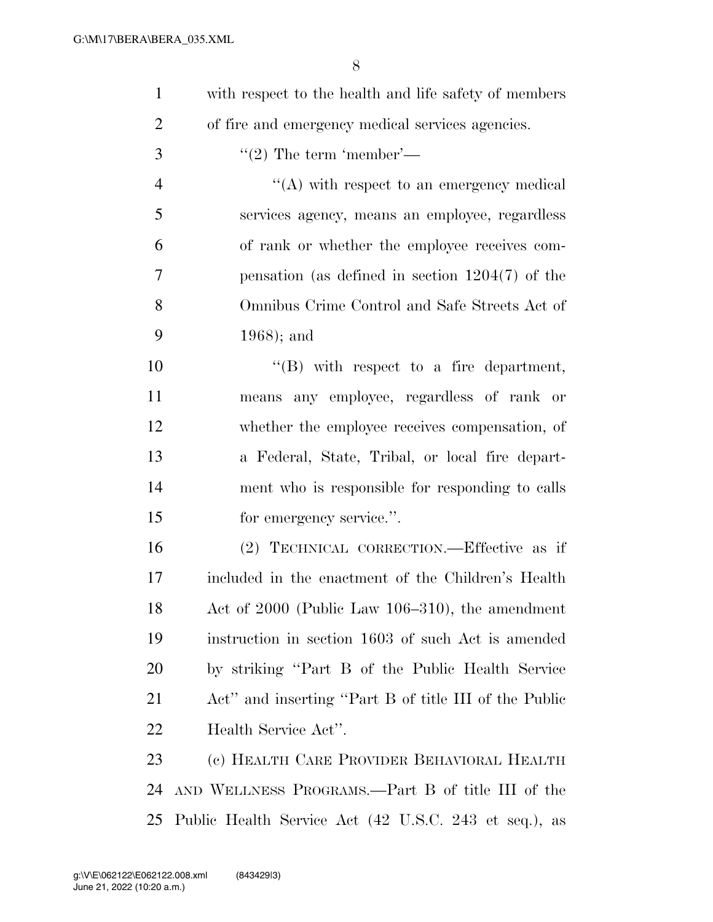with respect to the health and life safety of members of fire and emergency medical services agencies.

''(2) The term 'member'—

''(A) with respect to an emergency medical services agency, means an employee, regardless of rank or whether the employee receives compensation (as defined in section 1204(7) of the Omnibus Crime Control and Safe Streets Act of 1968); and

''(B) with respect to a fire department, means any employee, regardless of rank or whether the employee receives compensation, of a Federal, State, Tribal, or local fire department who is responsible for responding to calls for emergency service.''.

(2) TECHNICAL CORRECTION.—Effective as if included in the enactment of the Children's Health Act of 2000 (Public Law 106–310), the amendment instruction in section 1603 of such Act is amended by striking ''Part B of the Public Health Service Act'' and inserting ''Part B of title III of the Public Health Service Act''.

(c) HEALTH CARE PROVIDER BEHAVIORAL HEALTH AND WELLNESS PROGRAMS.—Part B of title III of the Public Health Service Act (42 U.S.C. 243 et seq.), as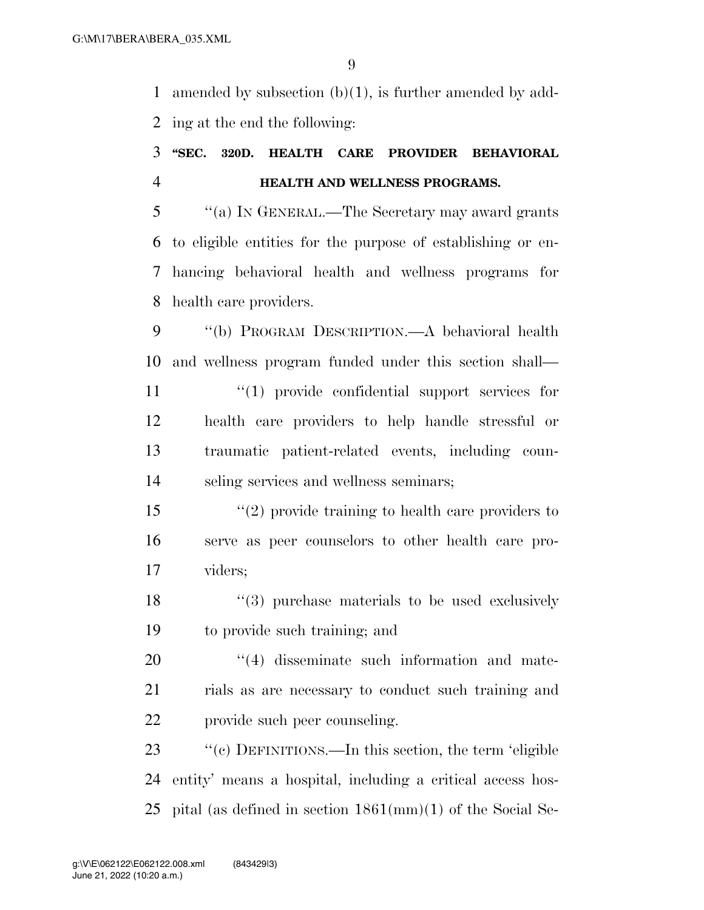amended by subsection (b)(1), is further amended by adding at the end the following:

**"SEC. 320D. HEALTH CARE PROVIDER BEHAVIORAL HEALTH AND WELLNESS PROGRAMS.**

"(a) IN GENERAL.—The Secretary may award grants to eligible entities for the purpose of establishing or enhancing behavioral health and wellness programs for health care providers.

"(b) PROGRAM DESCRIPTION.—A behavioral health and wellness program funded under this section shall—

"(1) provide confidential support services for health care providers to help handle stressful or traumatic patient-related events, including counseling services and wellness seminars;

"(2) provide training to health care providers to serve as peer counselors to other health care providers;

"(3) purchase materials to be used exclusively to provide such training; and

"(4) disseminate such information and materials as are necessary to conduct such training and provide such peer counseling.

"(c) DEFINITIONS.—In this section, the term 'eligible entity' means a hospital, including a critical access hospital (as defined in section 1861(mm)(1) of the Social Se-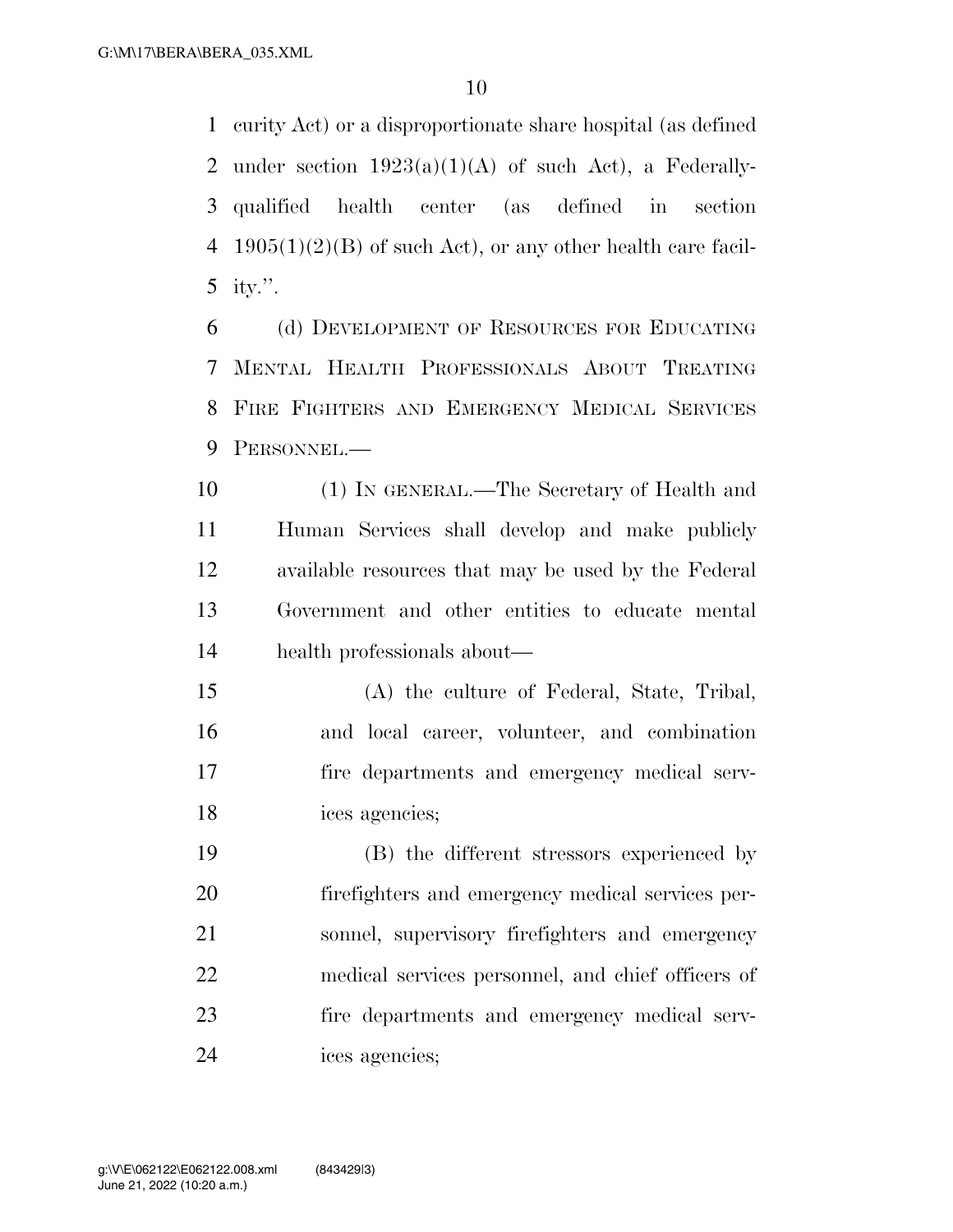curity Act) or a disproportionate share hospital (as defined under section 1923(a)(1)(A) of such Act), a Federally-qualified health center (as defined in section 1905(1)(2)(B) of such Act), or any other health care facility.''.

(d) DEVELOPMENT OF RESOURCES FOR EDUCATING MENTAL HEALTH PROFESSIONALS ABOUT TREATING FIRE FIGHTERS AND EMERGENCY MEDICAL SERVICES PERSONNEL.—

(1) IN GENERAL.—The Secretary of Health and Human Services shall develop and make publicly available resources that may be used by the Federal Government and other entities to educate mental health professionals about—

(A) the culture of Federal, State, Tribal, and local career, volunteer, and combination fire departments and emergency medical services agencies;

(B) the different stressors experienced by firefighters and emergency medical services personnel, supervisory firefighters and emergency medical services personnel, and chief officers of fire departments and emergency medical services agencies;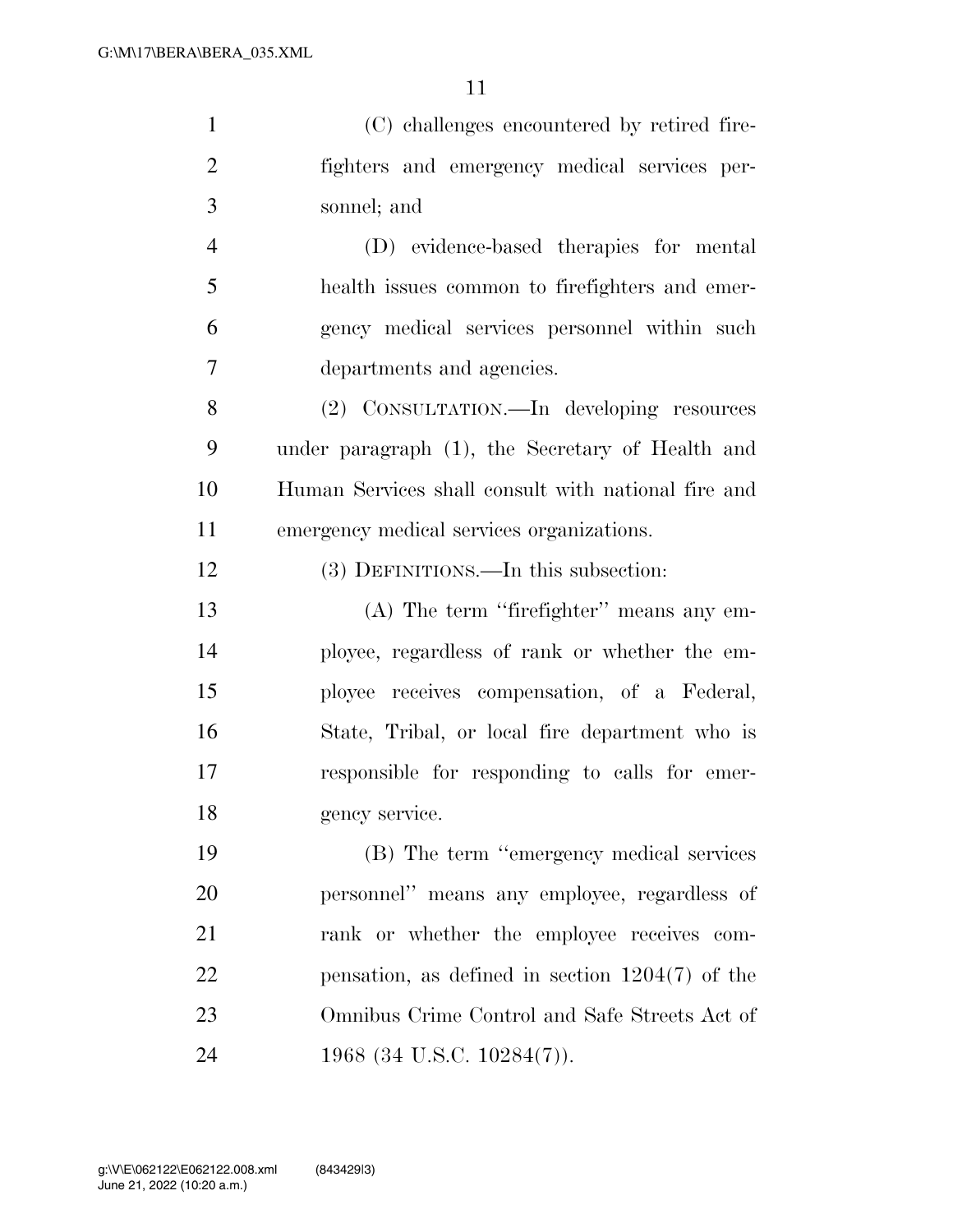(C) challenges encountered by retired firefighters and emergency medical services personnel; and

(D) evidence-based therapies for mental health issues common to firefighters and emergency medical services personnel within such departments and agencies.

(2) CONSULTATION.—In developing resources under paragraph (1), the Secretary of Health and Human Services shall consult with national fire and emergency medical services organizations.

(3) DEFINITIONS.—In this subsection:

(A) The term ''firefighter'' means any employee, regardless of rank or whether the employee receives compensation, of a Federal, State, Tribal, or local fire department who is responsible for responding to calls for emergency service.

(B) The term ''emergency medical services personnel'' means any employee, regardless of rank or whether the employee receives compensation, as defined in section 1204(7) of the Omnibus Crime Control and Safe Streets Act of 1968 (34 U.S.C. 10284(7)).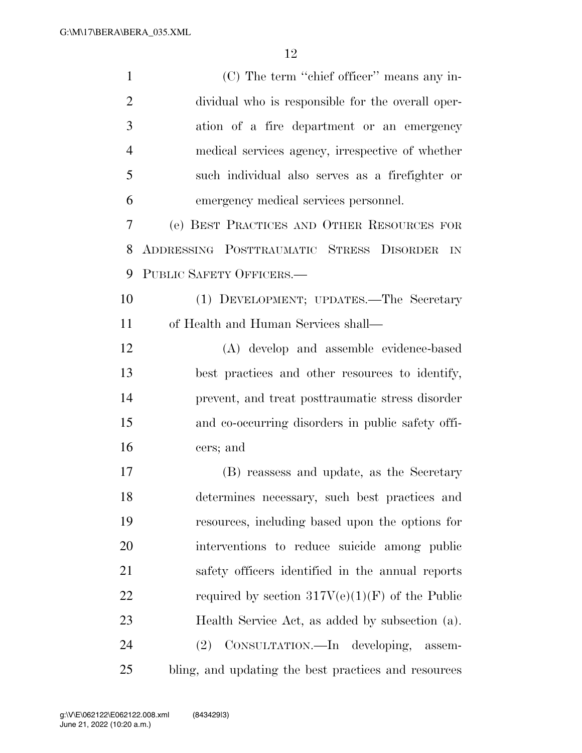(C) The term ''chief officer'' means any individual who is responsible for the overall operation of a fire department or an emergency medical services agency, irrespective of whether such individual also serves as a firefighter or emergency medical services personnel.

(e) BEST PRACTICES AND OTHER RESOURCES FOR ADDRESSING POSTTRAUMATIC STRESS DISORDER IN PUBLIC SAFETY OFFICERS.—

(1) DEVELOPMENT; UPDATES.—The Secretary of Health and Human Services shall—

(A) develop and assemble evidence-based best practices and other resources to identify, prevent, and treat posttraumatic stress disorder and co-occurring disorders in public safety officers; and

(B) reassess and update, as the Secretary determines necessary, such best practices and resources, including based upon the options for interventions to reduce suicide among public safety officers identified in the annual reports required by section 317V(e)(1)(F) of the Public Health Service Act, as added by subsection (a).

(2) CONSULTATION.—In developing, assembling, and updating the best practices and resources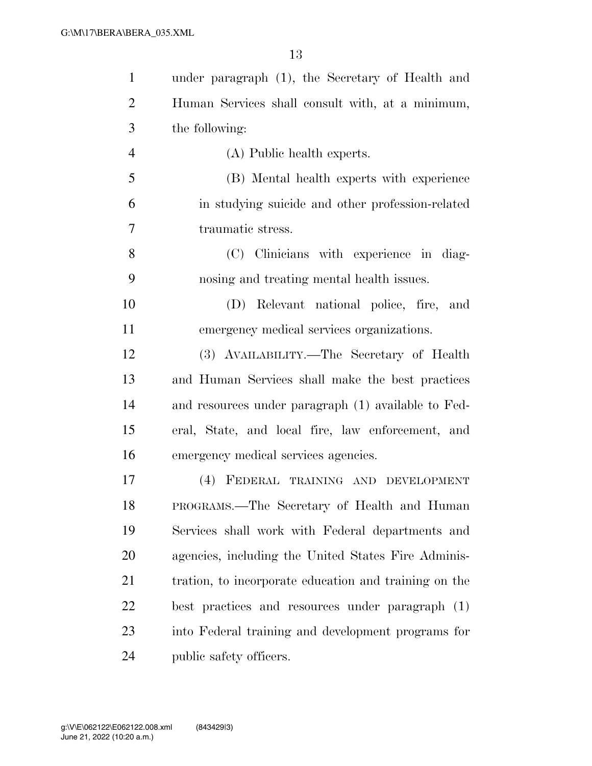under paragraph (1), the Secretary of Health and Human Services shall consult with, at a minimum, the following:

(A) Public health experts.

(B) Mental health experts with experience in studying suicide and other profession-related traumatic stress.

(C) Clinicians with experience in diagnosing and treating mental health issues.

(D) Relevant national police, fire, and emergency medical services organizations.

(3) AVAILABILITY.—The Secretary of Health and Human Services shall make the best practices and resources under paragraph (1) available to Federal, State, and local fire, law enforcement, and emergency medical services agencies.

(4) FEDERAL TRAINING AND DEVELOPMENT PROGRAMS.—The Secretary of Health and Human Services shall work with Federal departments and agencies, including the United States Fire Administration, to incorporate education and training on the best practices and resources under paragraph (1) into Federal training and development programs for public safety officers.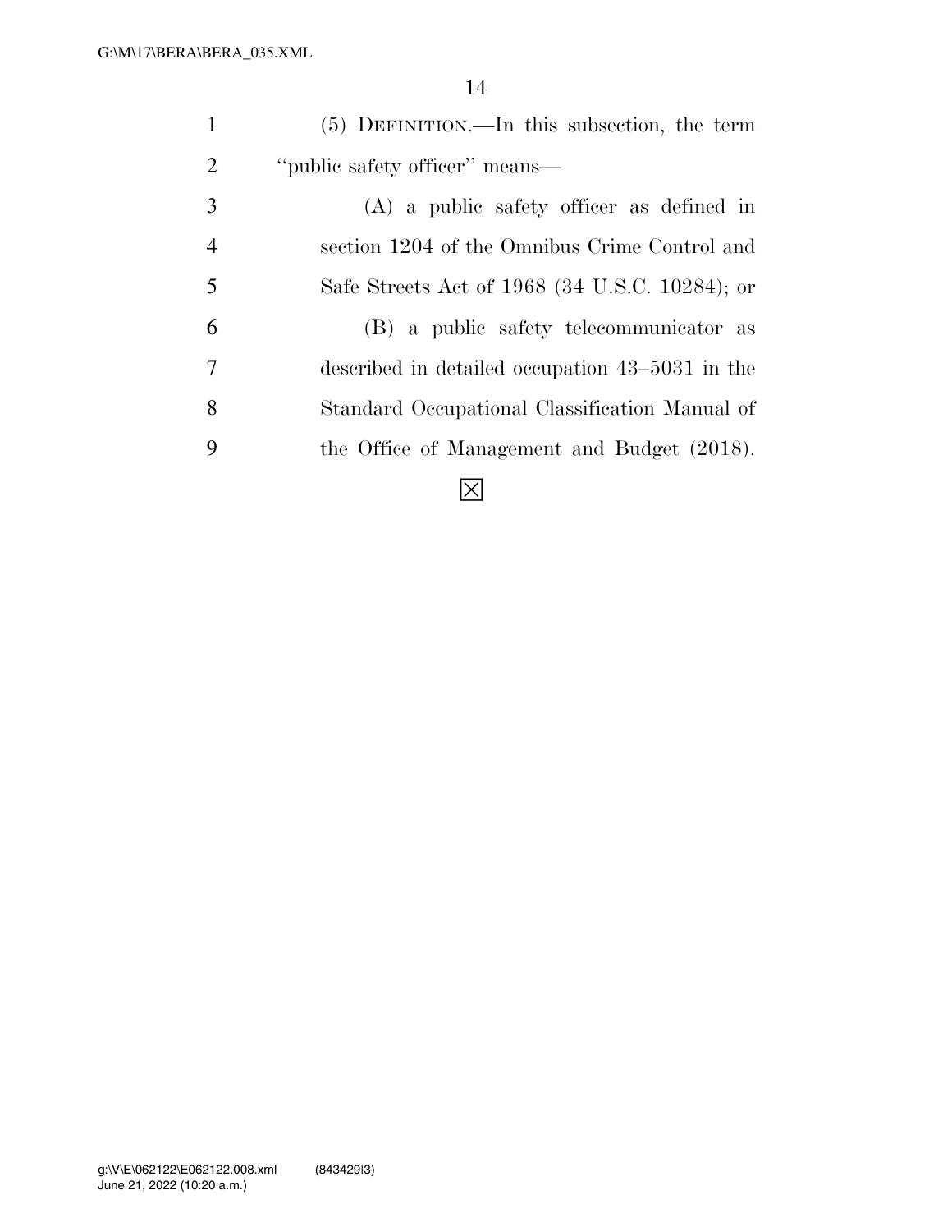(5) DEFINITION.—In this subsection, the term ''public safety officer'' means—

(A) a public safety officer as defined in section 1204 of the Omnibus Crime Control and Safe Streets Act of 1968 (34 U.S.C. 10284); or

(B) a public safety telecommunicator as described in detailed occupation 43–5031 in the Standard Occupational Classification Manual of the Office of Management and Budget (2018).